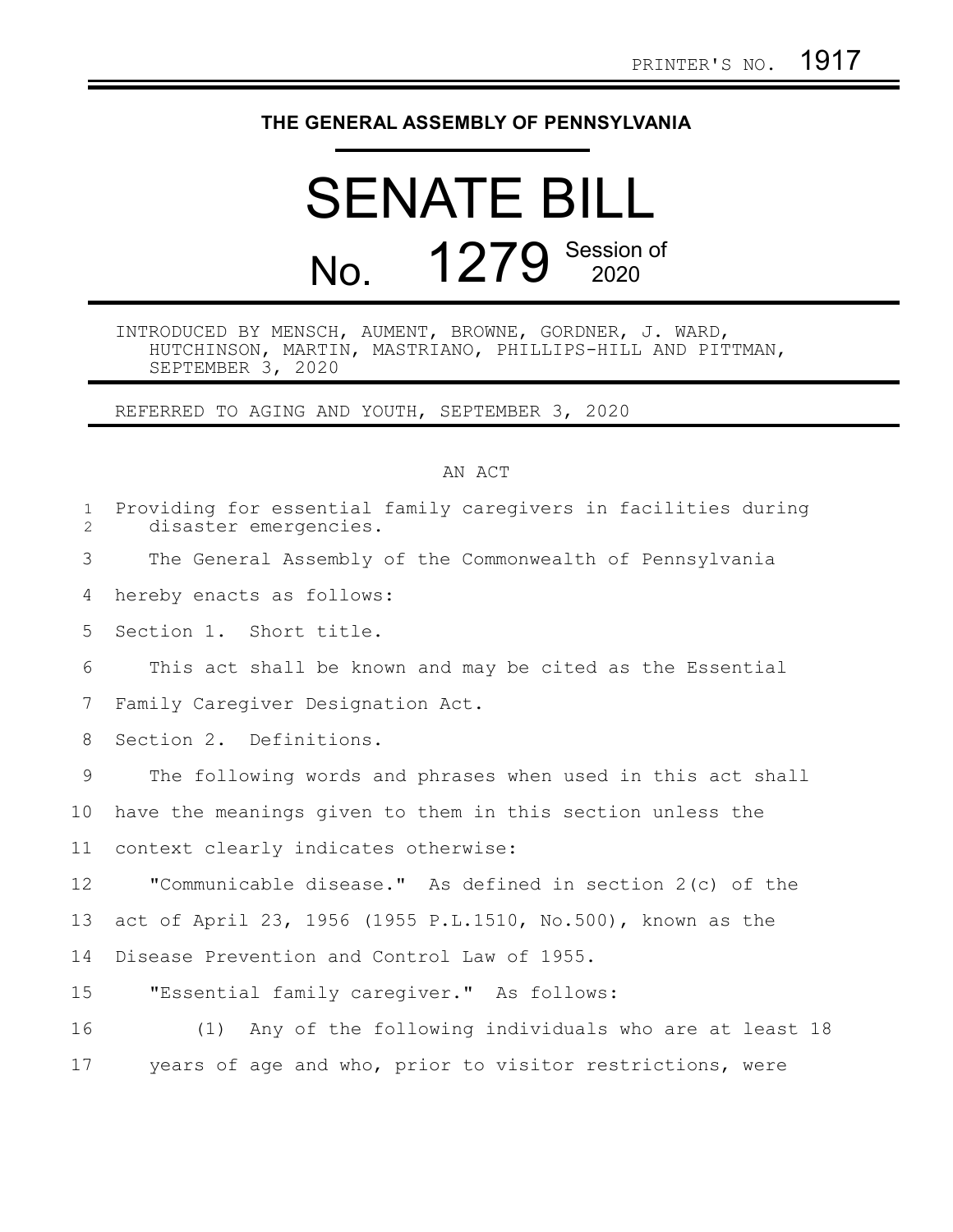PRINTER'S NO. 1917

# THE GENERAL ASSEMBLY OF PENNSYLVANIA

# SENATE BILL

## No. 1279 Session of 2020

INTRODUCED BY MENSCH, AUMENT, BROWNE, GORDNER, J. WARD, HUTCHINSON, MARTIN, MASTRIANO, PHILLIPS-HILL AND PITTMAN, SEPTEMBER 3, 2020

REFERRED TO AGING AND YOUTH, SEPTEMBER 3, 2020

AN ACT

Providing for essential family caregivers in facilities during disaster emergencies.

The General Assembly of the Commonwealth of Pennsylvania hereby enacts as follows:

Section 1. Short title.

This act shall be known and may be cited as the Essential Family Caregiver Designation Act.

Section 2. Definitions.

The following words and phrases when used in this act shall have the meanings given to them in this section unless the context clearly indicates otherwise:

"Communicable disease." As defined in section 2(c) of the act of April 23, 1956 (1955 P.L.1510, No.500), known as the Disease Prevention and Control Law of 1955.

"Essential family caregiver." As follows:

(1) Any of the following individuals who are at least 18 years of age and who, prior to visitor restrictions, were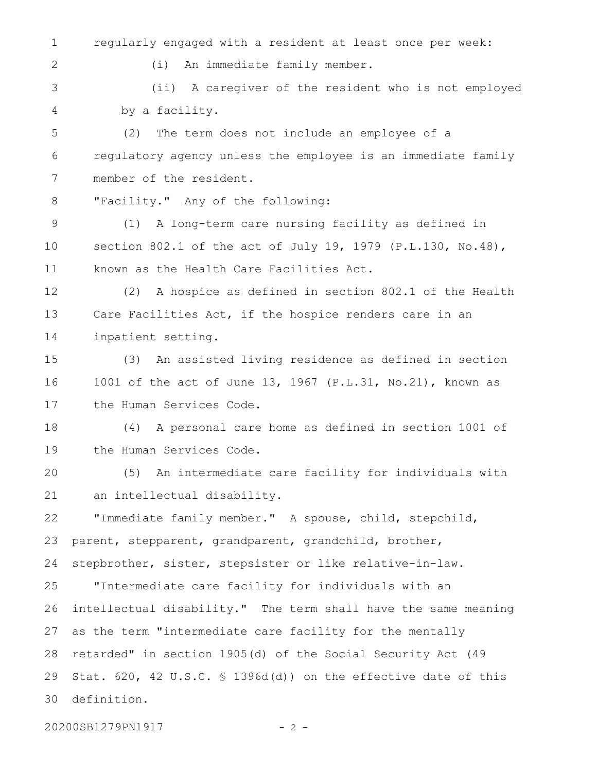regularly engaged with a resident at least once per week:

(i) An immediate family member.

(ii) A caregiver of the resident who is not employed by a facility.

(2) The term does not include an employee of a regulatory agency unless the employee is an immediate family member of the resident.

"Facility." Any of the following:

(1) A long-term care nursing facility as defined in section 802.1 of the act of July 19, 1979 (P.L.130, No.48), known as the Health Care Facilities Act.

(2) A hospice as defined in section 802.1 of the Health Care Facilities Act, if the hospice renders care in an inpatient setting.

(3) An assisted living residence as defined in section 1001 of the act of June 13, 1967 (P.L.31, No.21), known as the Human Services Code.

(4) A personal care home as defined in section 1001 of the Human Services Code.

(5) An intermediate care facility for individuals with an intellectual disability.

"Immediate family member." A spouse, child, stepchild, parent, stepparent, grandparent, grandchild, brother, stepbrother, sister, stepsister or like relative-in-law.

"Intermediate care facility for individuals with an intellectual disability." The term shall have the same meaning as the term "intermediate care facility for the mentally retarded" in section 1905(d) of the Social Security Act (49 Stat. 620, 42 U.S.C. § 1396d(d)) on the effective date of this definition.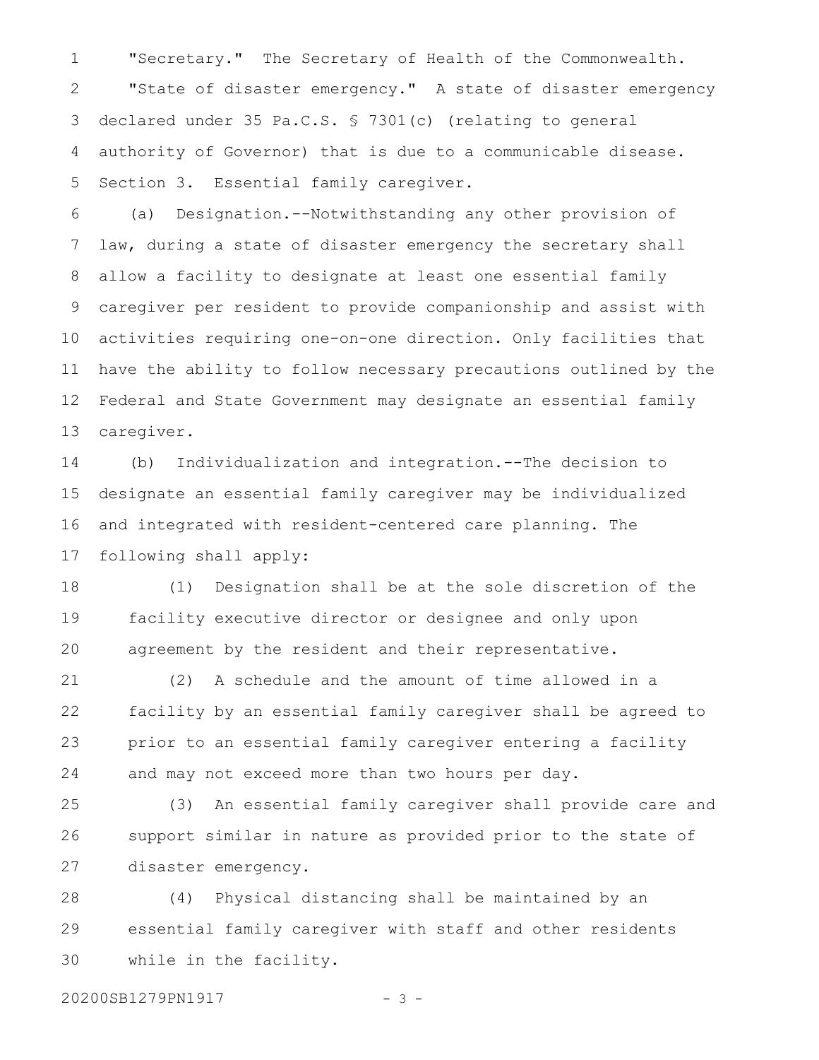"Secretary." The Secretary of Health of the Commonwealth.

"State of disaster emergency." A state of disaster emergency declared under 35 Pa.C.S. § 7301(c) (relating to general authority of Governor) that is due to a communicable disease.

Section 3. Essential family caregiver.

(a) Designation.--Notwithstanding any other provision of law, during a state of disaster emergency the secretary shall allow a facility to designate at least one essential family caregiver per resident to provide companionship and assist with activities requiring one-on-one direction. Only facilities that have the ability to follow necessary precautions outlined by the Federal and State Government may designate an essential family caregiver.

(b) Individualization and integration.--The decision to designate an essential family caregiver may be individualized and integrated with resident-centered care planning. The following shall apply:

(1) Designation shall be at the sole discretion of the facility executive director or designee and only upon agreement by the resident and their representative.

(2) A schedule and the amount of time allowed in a facility by an essential family caregiver shall be agreed to prior to an essential family caregiver entering a facility and may not exceed more than two hours per day.

(3) An essential family caregiver shall provide care and support similar in nature as provided prior to the state of disaster emergency.

(4) Physical distancing shall be maintained by an essential family caregiver with staff and other residents while in the facility.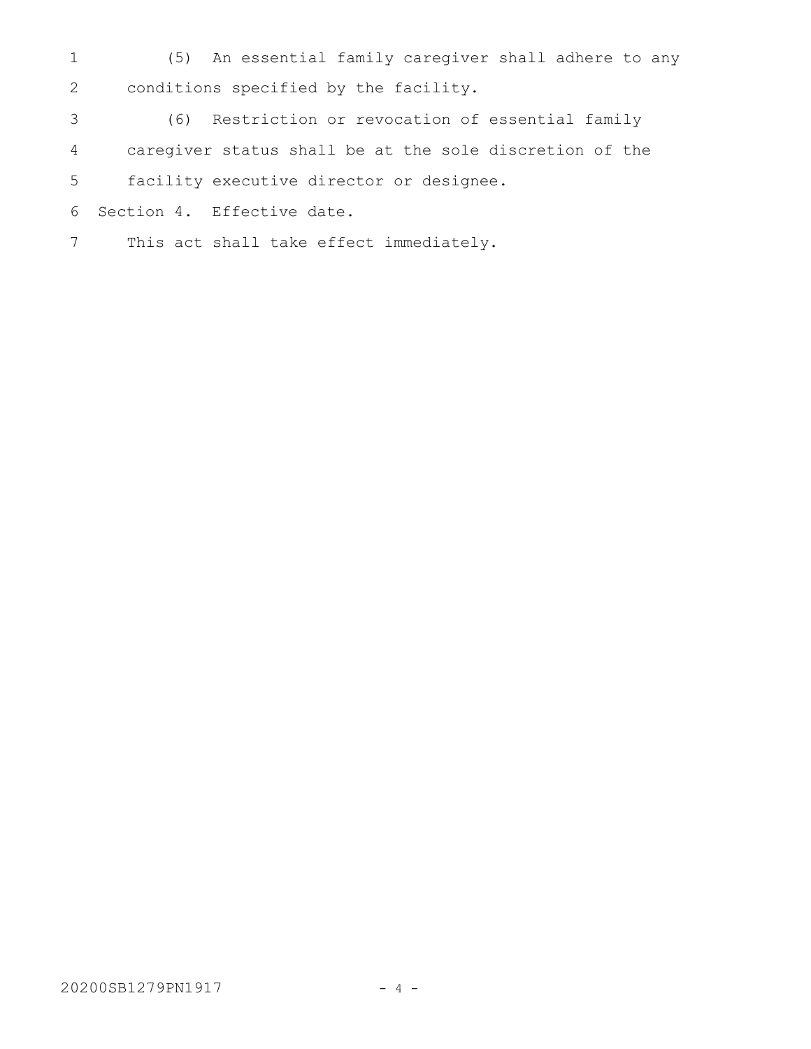(5) An essential family caregiver shall adhere to any conditions specified by the facility.

(6) Restriction or revocation of essential family caregiver status shall be at the sole discretion of the facility executive director or designee.

Section 4. Effective date.

This act shall take effect immediately.